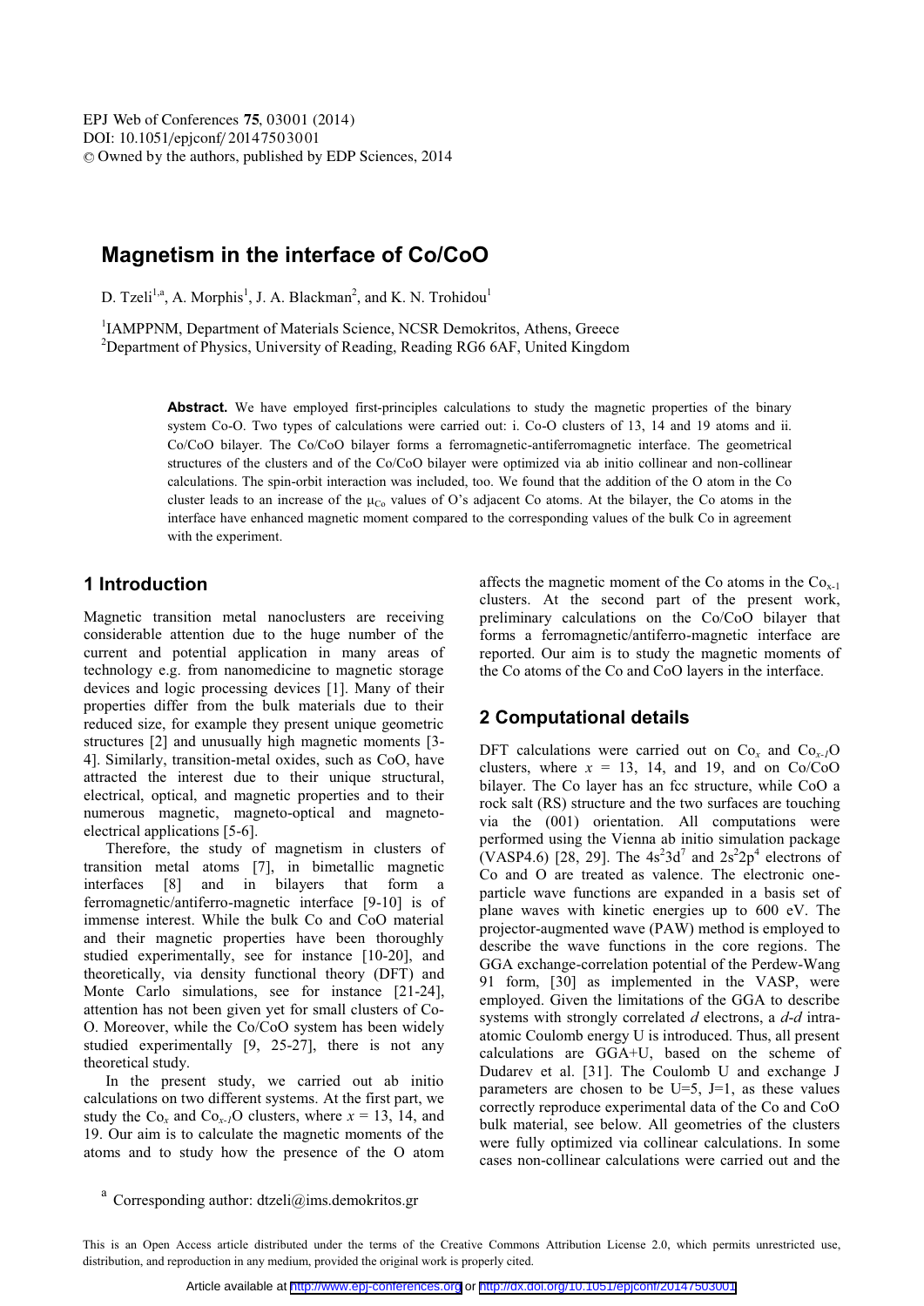# Magnetism in the interface of Co/CoO

D. Tzeli[1,a], A. Morphis[1], J. A. Blackman[2], and K. N. Trohidou[1]

[1]IAMPPNM, Department of Materials Science, NCSR Demokritos, Athens, Greece
[2]Department of Physics, University of Reading, Reading RG6 6AF, United Kingdom

**Abstract.** We have employed first-principles calculations to study the magnetic properties of the binary system Co-O. Two types of calculations were carried out: i. Co-O clusters of 13, 14 and 19 atoms and ii. Co/CoO bilayer. The Co/CoO bilayer forms a ferromagnetic-antiferromagnetic interface. The geometrical structures of the clusters and of the Co/CoO bilayer were optimized via ab initio collinear and non-collinear calculations. The spin-orbit interaction was included, too. We found that the addition of the O atom in the Co cluster leads to an increase of the $\mu_{Co}$ values of O's adjacent Co atoms. At the bilayer, the Co atoms in the interface have enhanced magnetic moment compared to the corresponding values of the bulk Co in agreement with the experiment.

## 1 Introduction

Magnetic transition metal nanoclusters are receiving considerable attention due to the huge number of the current and potential application in many areas of technology e.g. from nanomedicine to magnetic storage devices and logic processing devices [1]. Many of their properties differ from the bulk materials due to their reduced size, for example they present unique geometric structures [2] and unusually high magnetic moments [3-4]. Similarly, transition-metal oxides, such as CoO, have attracted the interest due to their unique structural, electrical, optical, and magnetic properties and to their numerous magnetic, magneto-optical and magneto-electrical applications [5-6].

Therefore, the study of magnetism in clusters of transition metal atoms [7], in bimetallic magnetic interfaces [8] and in bilayers that form a ferromagnetic/antiferro-magnetic interface [9-10] is of immense interest. While the bulk Co and CoO material and their magnetic properties have been thoroughly studied experimentally, see for instance [10-20], and theoretically, via density functional theory (DFT) and Monte Carlo simulations, see for instance [21-24], attention has not been given yet for small clusters of Co-O. Moreover, while the Co/CoO system has been widely studied experimentally [9, 25-27], there is not any theoretical study.

In the present study, we carried out ab initio calculations on two different systems. At the first part, we study the $Co_x$ and $Co_{x-1}O$ clusters, where $x$ = 13, 14, and 19. Our aim is to calculate the magnetic moments of the atoms and to study how the presence of the O atom affects the magnetic moment of the Co atoms in the $Co_{x-1}$ clusters. At the second part of the present work, preliminary calculations on the Co/CoO bilayer that forms a ferromagnetic/antiferro-magnetic interface are reported. Our aim is to study the magnetic moments of the Co atoms of the Co and CoO layers in the interface.

## 2 Computational details

DFT calculations were carried out on $Co_x$ and $Co_{x-1}O$ clusters, where $x$ = 13, 14, and 19, and on Co/CoO bilayer. The Co layer has an fcc structure, while CoO a rock salt (RS) structure and the two surfaces are touching via the (001) orientation. All computations were performed using the Vienna ab initio simulation package (VASP4.6) [28, 29]. The $4s^2 3d^7$ and $2s^2 2p^4$ electrons of Co and O are treated as valence. The electronic one-particle wave functions are expanded in a basis set of plane waves with kinetic energies up to 600 eV. The projector-augmented wave (PAW) method is employed to describe the wave functions in the core regions. The GGA exchange-correlation potential of the Perdew-Wang 91 form, [30] as implemented in the VASP, were employed. Given the limitations of the GGA to describe systems with strongly correlated $d$ electrons, a $d$-$d$ intra-atomic Coulomb energy U is introduced. Thus, all present calculations are GGA+U, based on the scheme of Dudarev et al. [31]. The Coulomb U and exchange J parameters are chosen to be U=5, J=1, as these values correctly reproduce experimental data of the Co and CoO bulk material, see below. All geometries of the clusters were fully optimized via collinear calculations. In some cases non-collinear calculations were carried out and the

[a] Corresponding author: dtzeli@ims.demokritos.gr

This is an Open Access article distributed under the terms of the Creative Commons Attribution License 2.0, which permits unrestricted use, distribution, and reproduction in any medium, provided the original work is properly cited.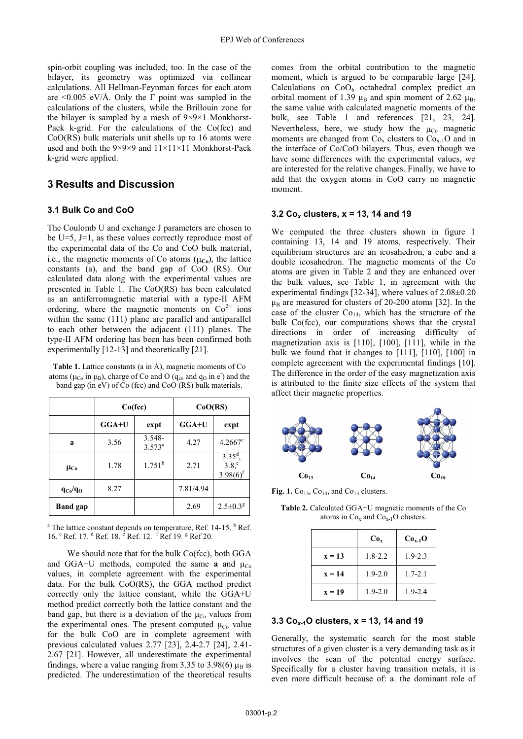spin-orbit coupling was included, too. In the case of the bilayer, its geometry was optimized via collinear calculations. All Hellman-Feynman forces for each atom are <0.005 eV/Å. Only the Γ point was sampled in the calculations of the clusters, while the Brillouin zone for the bilayer is sampled by a mesh of 9×9×1 Monkhorst-Pack k-grid. For the calculations of the Co(fcc) and CoO(RS) bulk materials unit shells up to 16 atoms were used and both the 9×9×9 and 11×11×11 Monkhorst-Pack k-grid were applied.

## 3 Results and Discussion

### 3.1 Bulk Co and CoO

The Coulomb U and exchange J parameters are chosen to be U=5, J=1, as these values correctly reproduce most of the experimental data of the Co and CoO bulk material, i.e., the magnetic moments of Co atoms ($\mu_{Co}$), the lattice constants (a), and the band gap of CoO (RS). Our calculated data along with the experimental values are presented in Table 1. The CoO(RS) has been calculated as an antiferromagnetic material with a type-II AFM ordering, where the magnetic moments on $Co^{2+}$ ions within the same (111) plane are parallel and antiparallel to each other between the adjacent (111) planes. The type-II AFM ordering has been has been confirmed both experimentally [12-13] and theoretically [21].

**Table 1.** Lattice constants (a in Å), magnetic moments of Co atoms ($\mu_{Co}$ in $\mu_B$), charge of Co and O ($q_{co}$ and $q_O$ in $e^-$) and the band gap (in eV) of Co (fcc) and CoO (RS) bulk materials.

| | Co(fcc) | | CoO(RS) | |
|---|---|---|---|---|
| | GGA+U | expt | GGA+U | expt |
| **a** | 3.56 | 3.548-3.573[a] | 4.27 | 4.2667[c] |
| $\mu_{Co}$ | 1.78 | 1.751[b] | 2.71 | 3.35[d], 3.8,[e] 3.98(6)[f] |
| $q_{Co}/q_O$ | 8.27 | | 7.81/4.94 | |
| **Band gap** | | | 2.69 | 2.5±0.3[g] |

[a] The lattice constant depends on temperature, Ref. 14-15. [b] Ref. 16. [c] Ref. 17. [d] Ref. 18. [e] Ref. 12. [f] Ref 19. [g] Ref 20.

We should note that for the bulk Co(fcc), both GGA and GGA+U methods, computed the same **a** and $\mu_{Co}$ values, in complete agreement with the experimental data. For the bulk CoO(RS), the GGA method predict correctly only the lattice constant, while the GGA+U method predict correctly both the lattice constant and the band gap, but there is a deviation of the $\mu_{Co}$ values from the experimental ones. The present computed $\mu_{Co}$ value for the bulk CoO are in complete agreement with previous calculated values 2.77 [23], 2.4-2.7 [24], 2.41-2.67 [21]. However, all underestimate the experimental findings, where a value ranging from 3.35 to 3.98(6) $\mu_B$ is predicted. The underestimation of the theoretical results comes from the orbital contribution to the magnetic moment, which is argued to be comparable large [24]. Calculations on $CoO_6$ octahedral complex predict an orbital moment of 1.39 $\mu_B$ and spin moment of 2.62 $\mu_B$, the same value with calculated magnetic moments of the bulk, see Table 1 and references [21, 23, 24]. Nevertheless, here, we study how the $\mu_{Co}$ magnetic moments are changed from $Co_x$ clusters to $Co_{x-1}O$ and in the interface of Co/CoO bilayers. Thus, even though we have some differences with the experimental values, we are interested for the relative changes. Finally, we have to add that the oxygen atoms in CoO carry no magnetic moment.

### 3.2 $Co_x$ clusters, x = 13, 14 and 19

We computed the three clusters shown in figure 1 containing 13, 14 and 19 atoms, respectively. Their equilibrium structures are an icosahedron, a cube and a double icosahedron. The magnetic moments of the Co atoms are given in Table 2 and they are enhanced over the bulk values, see Table 1, in agreement with the experimental findings [32-34], where values of 2.08±0.20 $\mu_B$ are measured for clusters of 20-200 atoms [32]. In the case of the cluster $Co_{14}$, which has the structure of the bulk Co(fcc), our computations shows that the crystal directions in order of increasing difficulty of magnetization axis is [110], [100], [111], while in the bulk we found that it changes to [111], [110], [100] in complete agreement with the experimental findings [10]. The difference in the order of the easy magnetization axis is attributed to the finite size effects of the system that affect their magnetic properties.

$Co_{13}$ $Co_{14}$ $Co_{19}$

**Fig. 1.** $Co_{13}$, $Co_{14}$, and $Co_{13}$ clusters.

**Table 2.** Calculated GGA+U magnetic moments of the Co atoms in $Co_x$ and $Co_{x-1}O$ clusters.

| | $Co_x$ | $Co_{x-1}O$ |
|---|---|---|
| x = 13 | 1.8-2.2 | 1.9-2.3 |
| x = 14 | 1.9-2.0 | 1.7-2.1 |
| x = 19 | 1.9-2.0 | 1.9-2.4 |

### 3.3 $Co_{x-1}O$ clusters, x = 13, 14 and 19

Generally, the systematic search for the most stable structures of a given cluster is a very demanding task as it involves the scan of the potential energy surface. Specifically for a cluster having transition metals, it is even more difficult because of: a. the dominant role of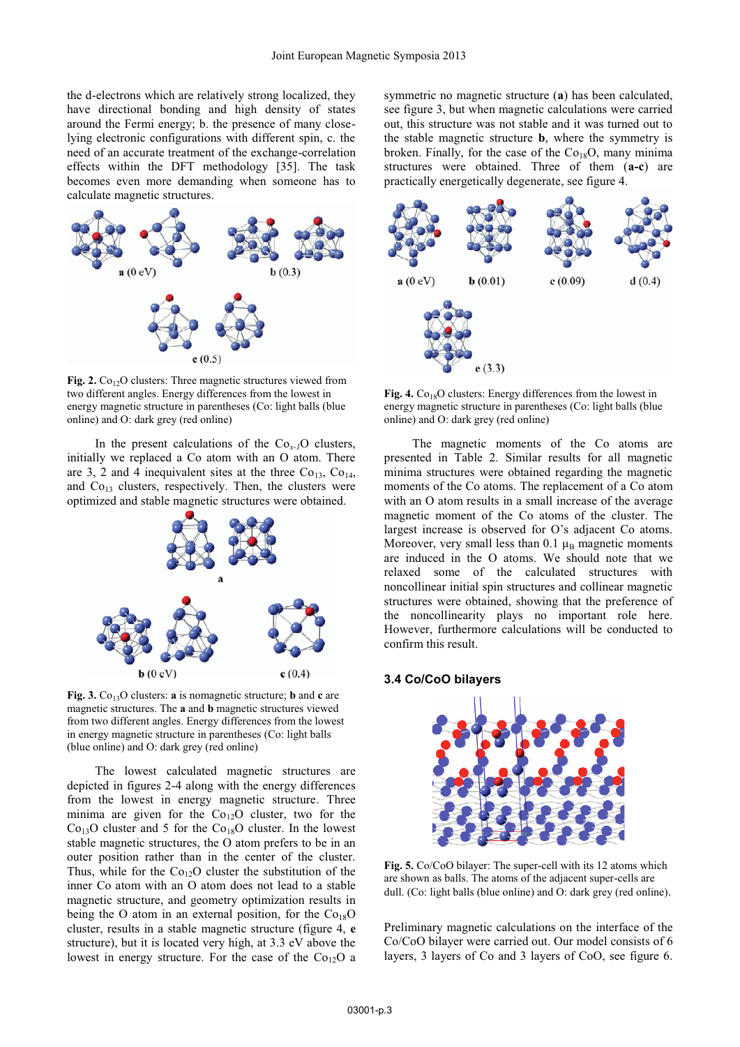the d-electrons which are relatively strong localized, they have directional bonding and high density of states around the Fermi energy; b. the presence of many close-lying electronic configurations with different spin, c. the need of an accurate treatment of the exchange-correlation effects within the DFT methodology [35]. The task becomes even more demanding when someone has to calculate magnetic structures.

**Fig. 2.** $Co_{12}O$ clusters: Three magnetic structures viewed from two different angles. Energy differences from the lowest in energy magnetic structure in parentheses (Co: light balls (blue online) and O: dark grey (red online)

In the present calculations of the $Co_{x-1}O$ clusters, initially we replaced a Co atom with an O atom. There are 3, 2 and 4 inequivalent sites at the three $Co_{13}$, $Co_{14}$, and $Co_{13}$ clusters, respectively. Then, the clusters were optimized and stable magnetic structures were obtained.

**Fig. 3.** $Co_{13}O$ clusters: **a** is nomagnetic structure; **b** and **c** are magnetic structures. The **a** and **b** magnetic structures viewed from two different angles. Energy differences from the lowest in energy magnetic structure in parentheses (Co: light balls (blue online) and O: dark grey (red online)

The lowest calculated magnetic structures are depicted in figures 2-4 along with the energy differences from the lowest in energy magnetic structure. Three minima are given for the $Co_{12}O$ cluster, two for the $Co_{13}O$ cluster and 5 for the $Co_{18}O$ cluster. In the lowest stable magnetic structures, the O atom prefers to be in an outer position rather than in the center of the cluster. Thus, while for the $Co_{12}O$ cluster the substitution of the inner Co atom with an O atom does not lead to a stable magnetic structure, and geometry optimization results in being the O atom in an external position, for the $Co_{18}O$ cluster, results in a stable magnetic structure (figure 4, **e** structure), but it is located very high, at 3.3 eV above the lowest in energy structure. For the case of the $Co_{12}O$ a symmetric no magnetic structure (**a**) has been calculated, see figure 3, but when magnetic calculations were carried out, this structure was not stable and it was turned out to the stable magnetic structure **b**, where the symmetry is broken. Finally, for the case of the $Co_{18}O$, many minima structures were obtained. Three of them (**a-c**) are practically energetically degenerate, see figure 4.

**Fig. 4.** $Co_{18}O$ clusters: Energy differences from the lowest in energy magnetic structure in parentheses (Co: light balls (blue online) and O: dark grey (red online)

The magnetic moments of the Co atoms are presented in Table 2. Similar results for all magnetic minima structures were obtained regarding the magnetic moments of the Co atoms. The replacement of a Co atom with an O atom results in a small increase of the average magnetic moment of the Co atoms of the cluster. The largest increase is observed for O's adjacent Co atoms. Moreover, very small less than 0.1 $\mu_B$ magnetic moments are induced in the O atoms. We should note that we relaxed some of the calculated structures with noncollinear initial spin structures and collinear magnetic structures were obtained, showing that the preference of the noncollinearity plays no important role here. However, furthermore calculations will be conducted to confirm this result.

### 3.4 Co/CoO bilayers

**Fig. 5.** Co/CoO bilayer: The super-cell with its 12 atoms which are shown as balls. The atoms of the adjacent super-cells are dull. (Co: light balls (blue online) and O: dark grey (red online).

Preliminary magnetic calculations on the interface of the Co/CoO bilayer were carried out. Our model consists of 6 layers, 3 layers of Co and 3 layers of CoO, see figure 6.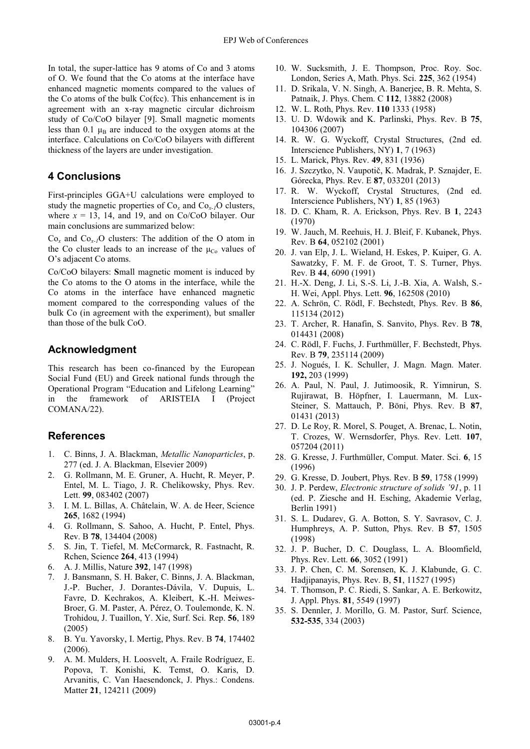In total, the super-lattice has 9 atoms of Co and 3 atoms of O. We found that the Co atoms at the interface have enhanced magnetic moments compared to the values of the Co atoms of the bulk Co(fcc). This enhancement is in agreement with an x-ray magnetic circular dichroism study of Co/CoO bilayer [9]. Small magnetic moments less than 0.1 $\mu_B$ are induced to the oxygen atoms at the interface. Calculations on Co/CoO bilayers with different thickness of the layers are under investigation.

## 4 Conclusions

First-principles GGA+U calculations were employed to study the magnetic properties of $Co_x$ and $Co_{x-1}O$ clusters, where $x$ = 13, 14, and 19, and on Co/CoO bilayer. Our main conclusions are summarized below:

$Co_x$ and $Co_{x-1}O$ clusters: The addition of the O atom in the Co cluster leads to an increase of the $\mu_{Co}$ values of O's adjacent Co atoms.

Co/CoO bilayers: **S**mall magnetic moment is induced by the Co atoms to the O atoms in the interface, while the Co atoms in the interface have enhanced magnetic moment compared to the corresponding values of the bulk Co (in agreement with the experiment), but smaller than those of the bulk CoO.

## Acknowledgment

This research has been co-financed by the European Social Fund (EU) and Greek national funds through the Operational Program "Education and Lifelong Learning" in the framework of ARISTEIA I (Project COMANA/22).

## References

1. C. Binns, J. A. Blackman, *Metallic Nanoparticles*, p. 277 (ed. J. A. Blackman, Elsevier 2009)
2. G. Rollmann, M. E. Gruner, A. Hucht, R. Meyer, P. Entel, M. L. Tiago, J. R. Chelikowsky, Phys. Rev. Lett. **99**, 083402 (2007)
3. I. M. L. Billas, A. Châtelain, W. A. de Heer, Science **265**, 1682 (1994)
4. G. Rollmann, S. Sahoo, A. Hucht, P. Entel, Phys. Rev. B **78**, 134404 (2008)
5. S. Jin, T. Tiefel, M. McCormarck, R. Fastnacht, R. Rchen, Science **264**, 413 (1994)
6. A. J. Millis, Nature **392**, 147 (1998)
7. J. Bansmann, S. H. Baker, C. Binns, J. A. Blackman, J.-P. Bucher, J. Dorantes-Dávila, V. Dupuis, L. Favre, D. Kechrakos, A. Kleibert, K.-H. Meiwes-Broer, G. M. Paster, A. Pérez, O. Toulemonde, K. N. Trohidou, J. Tuaillon, Y. Xie, Surf. Sci. Rep. **56**, 189 (2005)
8. B. Yu. Yavorsky, I. Mertig, Phys. Rev. B **74**, 174402 (2006).
9. A. M. Mulders, H. Loosvelt, A. Fraile Rodríguez, E. Popova, T. Konishi, K. Temst, O. Karis, D. Arvanitis, C. Van Haesendonck, J. Phys.: Condens. Matter **21**, 124211 (2009)
10. W. Sucksmith, J. E. Thompson, Proc. Roy. Soc. London, Series A, Math. Phys. Sci. **225**, 362 (1954)
11. D. Srikala, V. N. Singh, A. Banerjee, B. R. Mehta, S. Patnaik, J. Phys. Chem. C **112**, 13882 (2008)
12. W. L. Roth, Phys. Rev. **110** 1333 (1958)
13. U. D. Wdowik and K. Parlinski, Phys. Rev. B **75**, 104306 (2007)
14. R. W. G. Wyckoff, Crystal Structures, (2nd ed. Interscience Publishers, NY) **1**, 7 (1963)
15. L. Marick, Phys. Rev. **49**, 831 (1936)
16. J. Szczytko, N. Vaupotič, K. Madrak, P. Sznajder, E. Górecka, Phys. Rev. E **87**, 033201 (2013)
17. R. W. Wyckoff, Crystal Structures, (2nd ed. Interscience Publishers, NY) **1**, 85 (1963)
18. D. C. Kham, R. A. Erickson, Phys. Rev. B **1**, 2243 (1970)
19. W. Jauch, M. Reehuis, H. J. Bleif, F. Kubanek, Phys. Rev. B **64**, 052102 (2001)
20. J. van Elp, J. L. Wieland, H. Eskes, P. Kuiper, G. A. Sawatzky, F. M. F. de Groot, T. S. Turner, Phys. Rev. B **44**, 6090 (1991)
21. H.-X. Deng, J. Li, S.-S. Li, J.-B. Xia, A. Walsh, S.-H. Wei, Appl. Phys. Lett. **96**, 162508 (2010)
22. A. Schrön, C. Rödl, F. Bechstedt, Phys. Rev. B **86**, 115134 (2012)
23. T. Archer, R. Hanafin, S. Sanvito, Phys. Rev. B **78**, 014431 (2008)
24. C. Rödl, F. Fuchs, J. Furthmüller, F. Bechstedt, Phys. Rev. B **79**, 235114 (2009)
25. J. Nogués, I. K. Schuller, J. Magn. Magn. Mater. **192,** 203 (1999)
26. A. Paul, N. Paul, J. Jutimoosik, R. Yimnirun, S. Rujirawat, B. Höpfner, I. Lauermann, M. Lux-Steiner, S. Mattauch, P. Böni, Phys. Rev. B **87**, 01431 (2013)
27. D. Le Roy, R. Morel, S. Pouget, A. Brenac, L. Notin, T. Crozes, W. Wernsdorfer, Phys. Rev. Lett. **107**, 057204 (2011)
28. G. Kresse, J. Furthmüller, Comput. Mater. Sci. **6**, 15 (1996)
29. G. Kresse, D. Joubert, Phys. Rev. B **59**, 1758 (1999)
30. J. P. Perdew, *Electronic structure of solids '91*, p. 11 (ed. P. Ziesche and H. Esching, Akademie Verlag, Berlin 1991)
31. S. L. Dudarev, G. A. Botton, S. Y. Savrasov, C. J. Humphreys, A. P. Sutton, Phys. Rev. B **57**, 1505 (1998)
32. J. P. Bucher, D. C. Douglass, L. A. Bloomfield, Phys. Rev. Lett. **66**, 3052 (1991)
33. J. P. Chen, C. M. Sorensen, K. J. Klabunde, G. C. Hadjipanayis, Phys. Rev. B, **51**, 11527 (1995)
34. T. Thomson, P. C. Riedi, S. Sankar, A. E. Berkowitz, J. Appl. Phys. **81**, 5549 (1997)
35. S. Dennler, J. Morillo, G. M. Pastor, Surf. Science, **532-535**, 334 (2003)